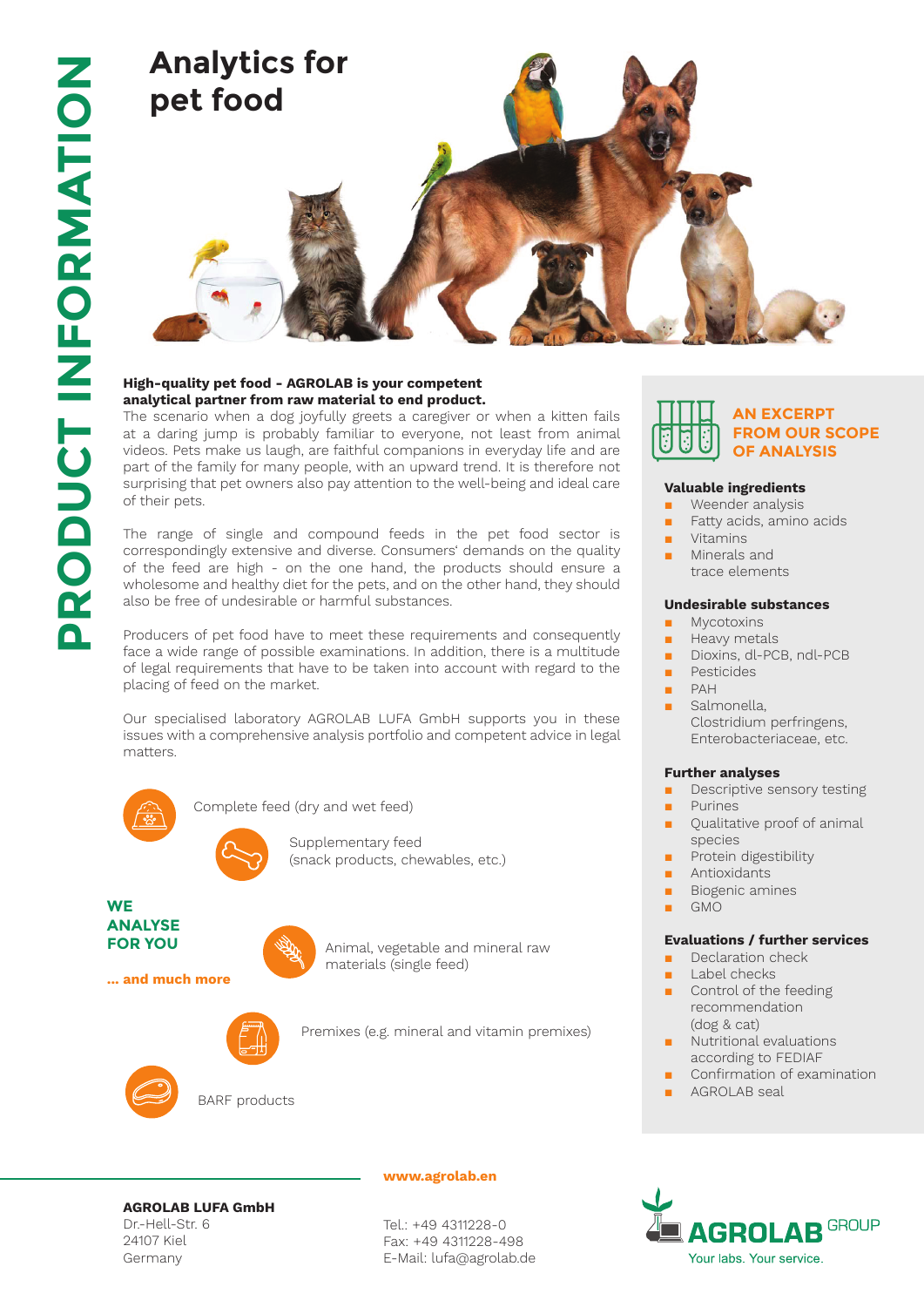PRODUCT INFORMATION

# Analytics for pet food

**High-quality pet food - AGROLAB is your competent analytical partner from raw material to end product.**

The scenario when a dog joyfully greets a caregiver or when a kitten fails at a daring jump is probably familiar to everyone, not least from animal videos. Pets make us laugh, are faithful companions in everyday life and are part of the family for many people, with an upward trend. It is therefore not surprising that pet owners also pay attention to the well-being and ideal care of their pets.

The range of single and compound feeds in the pet food sector is correspondingly extensive and diverse. Consumers' demands on the quality of the feed are high - on the one hand, the products should ensure a wholesome and healthy diet for the pets, and on the other hand, they should also be free of undesirable or harmful substances.

Producers of pet food have to meet these requirements and consequently face a wide range of possible examinations. In addition, there is a multitude of legal requirements that have to be taken into account with regard to the placing of feed on the market.

Our specialised laboratory AGROLAB LUFA GmbH supports you in these issues with a comprehensive analysis portfolio and competent advice in legal matters.

**WE ANALYSE FOR YOU**

- Complete feed (dry and wet feed)
- Supplementary feed (snack products, chewables, etc.)
- Animal, vegetable and mineral raw materials (single feed)
- Premixes (e.g. mineral and vitamin premixes)
- BARF products

**... and much more**

## AN EXCERPT FROM OUR SCOPE OF ANALYSIS

### Valuable ingredients

- Weender analysis
- Fatty acids, amino acids
- Vitamins
- Minerals and trace elements

### Undesirable substances

- Mycotoxins
- Heavy metals
- Dioxins, dl-PCB, ndl-PCB
- Pesticides
- PAH
- Salmonella, Clostridium perfringens, Enterobacteriaceae, etc.

### Further analyses

- Descriptive sensory testing
- Purines
- Qualitative proof of animal species
- Protein digestibility
- Antioxidants
- Biogenic amines
- GMO

### Evaluations / further services

- Declaration check
- Label checks
- Control of the feeding recommendation (dog & cat)
- Nutritional evaluations according to FEDIAF
- Confirmation of examination
- AGROLAB seal

**www.agrolab.en**

**AGROLAB LUFA GmbH**
Dr.-Hell-Str. 6
24107 Kiel
Germany

Tel.: +49 4311228-0
Fax: +49 4311228-498
E-Mail: lufa@agrolab.de

AGROLAB GROUP
Your labs. Your service.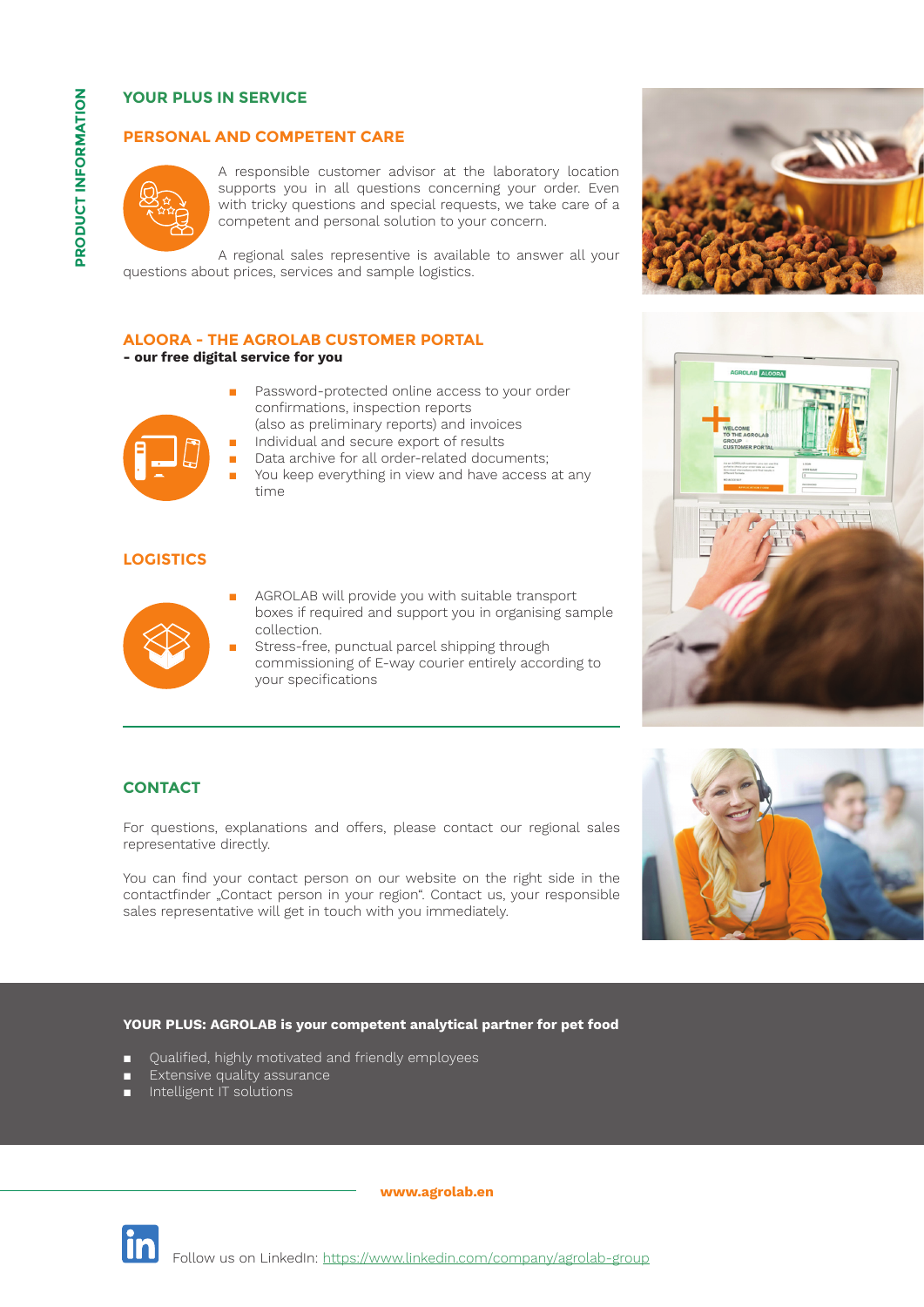PRODUCT INFORMATION

## YOUR PLUS IN SERVICE

### PERSONAL AND COMPETENT CARE

A responsible customer advisor at the laboratory location supports you in all questions concerning your order. Even with tricky questions and special requests, we take care of a competent and personal solution to your concern.

A regional sales representive is available to answer all your questions about prices, services and sample logistics.

### ALOORA - THE AGROLAB CUSTOMER PORTAL

**- our free digital service for you**

- Password-protected online access to your order confirmations, inspection reports (also as preliminary reports) and invoices
- Individual and secure export of results
- Data archive for all order-related documents;
- You keep everything in view and have access at any time

### LOGISTICS

- AGROLAB will provide you with suitable transport boxes if required and support you in organising sample collection.
- Stress-free, punctual parcel shipping through commissioning of E-way courier entirely according to your specifications

## CONTACT

For questions, explanations and offers, please contact our regional sales representative directly.

You can find your contact person on our website on the right side in the contactfinder „Contact person in your region". Contact us, your responsible sales representative will get in touch with you immediately.

**YOUR PLUS: AGROLAB is your competent analytical partner for pet food**

- Qualified, highly motivated and friendly employees
- Extensive quality assurance
- Intelligent IT solutions

**www.agrolab.en**

Follow us on LinkedIn: https://www.linkedin.com/company/agrolab-group